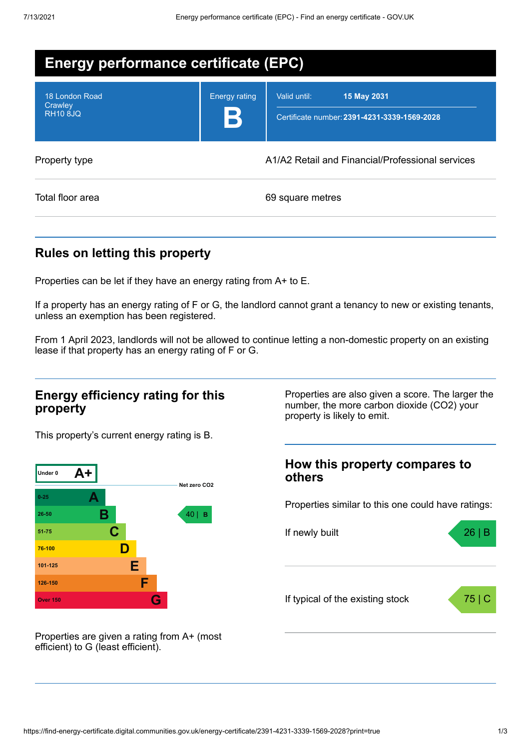# Energy performance certificate (EPC)

| | |
|---|---|
| 18 London Road<br>Crawley<br>RH10 8JQ | Energy rating<br>**B** |
| Valid until: | **15 May 2031** |
| Certificate number: | **2391-4231-3339-1569-2028** |

| | |
|---|---|
| Property type | A1/A2 Retail and Financial/Professional services |
| Total floor area | 69 square metres |

## Rules on letting this property

Properties can be let if they have an energy rating from A+ to E.

If a property has an energy rating of F or G, the landlord cannot grant a tenancy to new or existing tenants, unless an exemption has been registered.

From 1 April 2023, landlords will not be allowed to continue letting a non-domestic property on an existing lease if that property has an energy rating of F or G.

## Energy efficiency rating for this property

This property's current energy rating is B.

| Score | Rating |
|---|---|
| Under 0 | A+ |
| Net zero CO2 | |
| 0-25 | A |
| 26-50 | B (This property: 40 \| B) |
| 51-75 | C |
| 76-100 | D |
| 101-125 | E |
| 126-150 | F |
| Over 150 | G |

Properties are given a rating from A+ (most efficient) to G (least efficient).

Properties are also given a score. The larger the number, the more carbon dioxide ($CO_2$) your property is likely to emit.

## How this property compares to others

Properties similar to this one could have ratings:

| | |
|---|---|
| If newly built | 26 \| B |
| If typical of the existing stock | 75 \| C |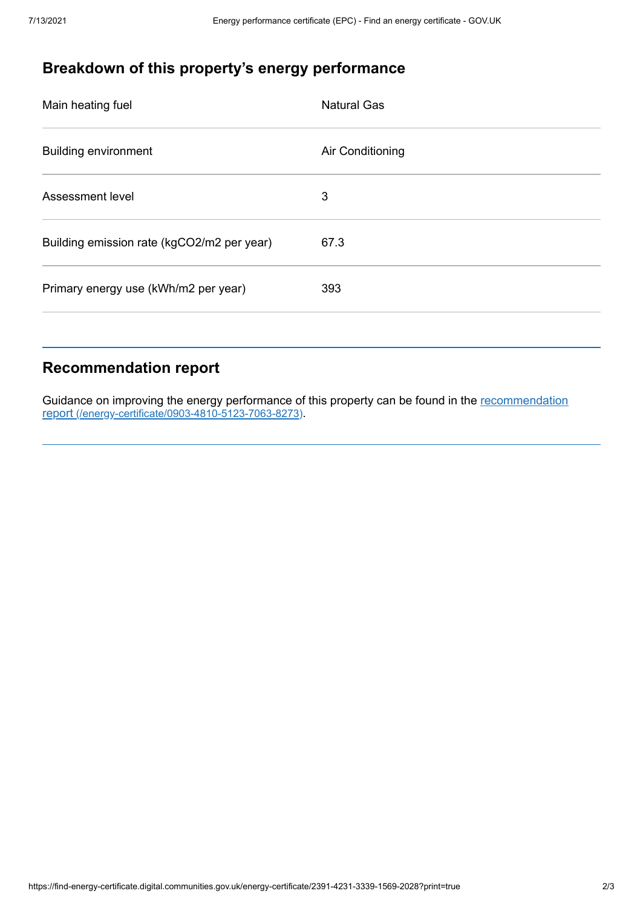## Breakdown of this property's energy performance

| | |
|---|---|
| Main heating fuel | Natural Gas |
| Building environment | Air Conditioning |
| Assessment level | 3 |
| Building emission rate (kgCO2/m2 per year) | 67.3 |
| Primary energy use (kWh/m2 per year) | 393 |

## Recommendation report

Guidance on improving the energy performance of this property can be found in the [recommendation report (/energy-certificate/0903-4810-5123-7063-8273)](/energy-certificate/0903-4810-5123-7063-8273).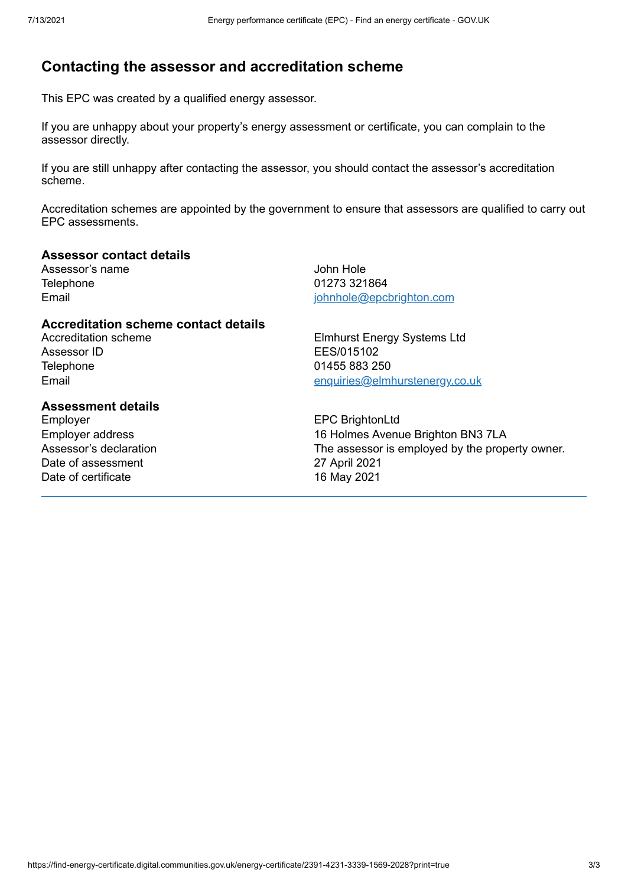## Contacting the assessor and accreditation scheme

This EPC was created by a qualified energy assessor.

If you are unhappy about your property's energy assessment or certificate, you can complain to the assessor directly.

If you are still unhappy after contacting the assessor, you should contact the assessor's accreditation scheme.

Accreditation schemes are appointed by the government to ensure that assessors are qualified to carry out EPC assessments.

### Assessor contact details

| | |
|---|---|
| Assessor's name | John Hole |
| Telephone | 01273 321864 |
| Email | johnhole@epcbrighton.com |

### Accreditation scheme contact details

| | |
|---|---|
| Accreditation scheme | Elmhurst Energy Systems Ltd |
| Assessor ID | EES/015102 |
| Telephone | 01455 883 250 |
| Email | enquiries@elmhurstenergy.co.uk |

### Assessment details

| | |
|---|---|
| Employer | EPC BrightonLtd |
| Employer address | 16 Holmes Avenue Brighton BN3 7LA |
| Assessor's declaration | The assessor is employed by the property owner. |
| Date of assessment | 27 April 2021 |
| Date of certificate | 16 May 2021 |